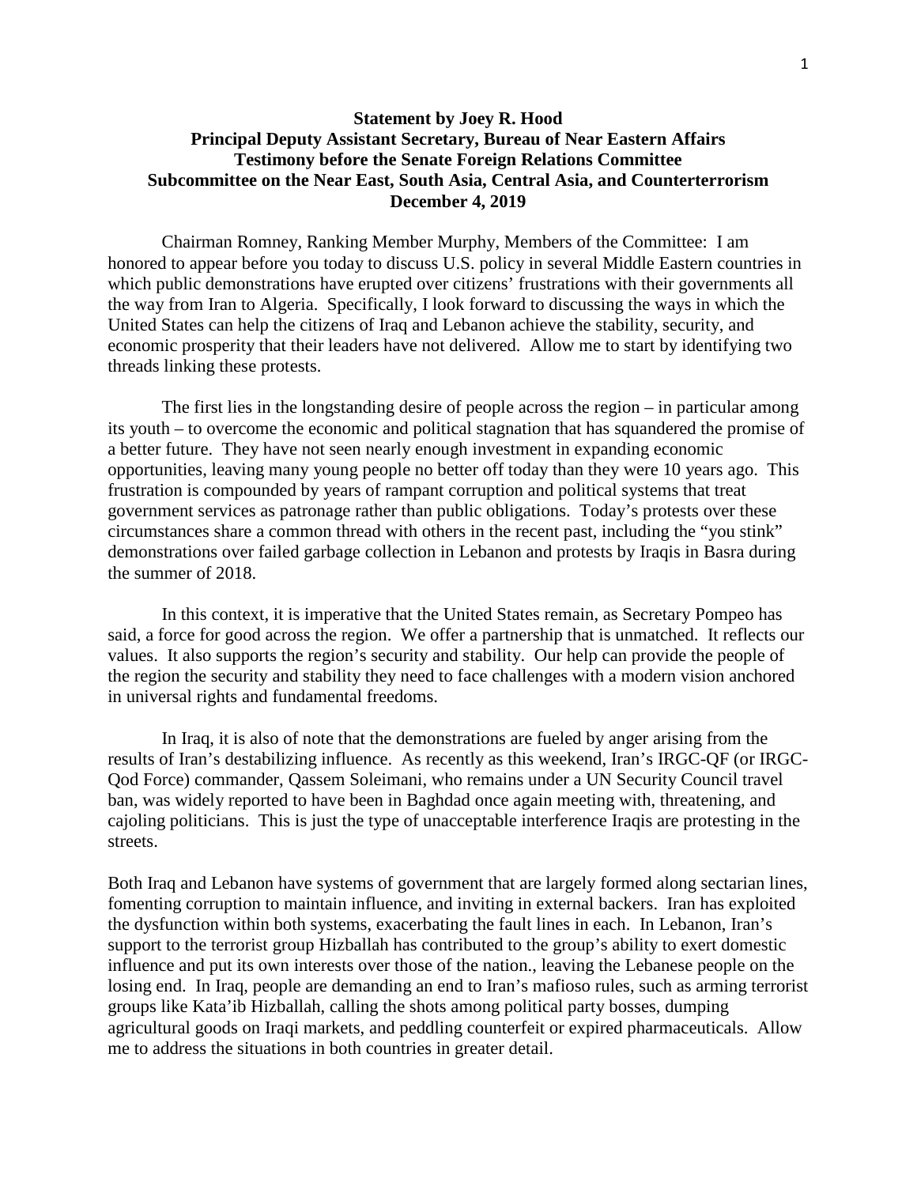**Statement by Joey R. Hood**
**Principal Deputy Assistant Secretary, Bureau of Near Eastern Affairs**
**Testimony before the Senate Foreign Relations Committee**
**Subcommittee on the Near East, South Asia, Central Asia, and Counterterrorism**
**December 4, 2019**

Chairman Romney, Ranking Member Murphy, Members of the Committee: I am honored to appear before you today to discuss U.S. policy in several Middle Eastern countries in which public demonstrations have erupted over citizens' frustrations with their governments all the way from Iran to Algeria. Specifically, I look forward to discussing the ways in which the United States can help the citizens of Iraq and Lebanon achieve the stability, security, and economic prosperity that their leaders have not delivered. Allow me to start by identifying two threads linking these protests.

The first lies in the longstanding desire of people across the region – in particular among its youth – to overcome the economic and political stagnation that has squandered the promise of a better future. They have not seen nearly enough investment in expanding economic opportunities, leaving many young people no better off today than they were 10 years ago. This frustration is compounded by years of rampant corruption and political systems that treat government services as patronage rather than public obligations. Today's protests over these circumstances share a common thread with others in the recent past, including the "you stink" demonstrations over failed garbage collection in Lebanon and protests by Iraqis in Basra during the summer of 2018.

In this context, it is imperative that the United States remain, as Secretary Pompeo has said, a force for good across the region. We offer a partnership that is unmatched. It reflects our values. It also supports the region's security and stability. Our help can provide the people of the region the security and stability they need to face challenges with a modern vision anchored in universal rights and fundamental freedoms.

In Iraq, it is also of note that the demonstrations are fueled by anger arising from the results of Iran's destabilizing influence. As recently as this weekend, Iran's IRGC-QF (or IRGC-Qod Force) commander, Qassem Soleimani, who remains under a UN Security Council travel ban, was widely reported to have been in Baghdad once again meeting with, threatening, and cajoling politicians. This is just the type of unacceptable interference Iraqis are protesting in the streets.

Both Iraq and Lebanon have systems of government that are largely formed along sectarian lines, fomenting corruption to maintain influence, and inviting in external backers. Iran has exploited the dysfunction within both systems, exacerbating the fault lines in each. In Lebanon, Iran's support to the terrorist group Hizballah has contributed to the group's ability to exert domestic influence and put its own interests over those of the nation., leaving the Lebanese people on the losing end. In Iraq, people are demanding an end to Iran's mafioso rules, such as arming terrorist groups like Kata'ib Hizballah, calling the shots among political party bosses, dumping agricultural goods on Iraqi markets, and peddling counterfeit or expired pharmaceuticals. Allow me to address the situations in both countries in greater detail.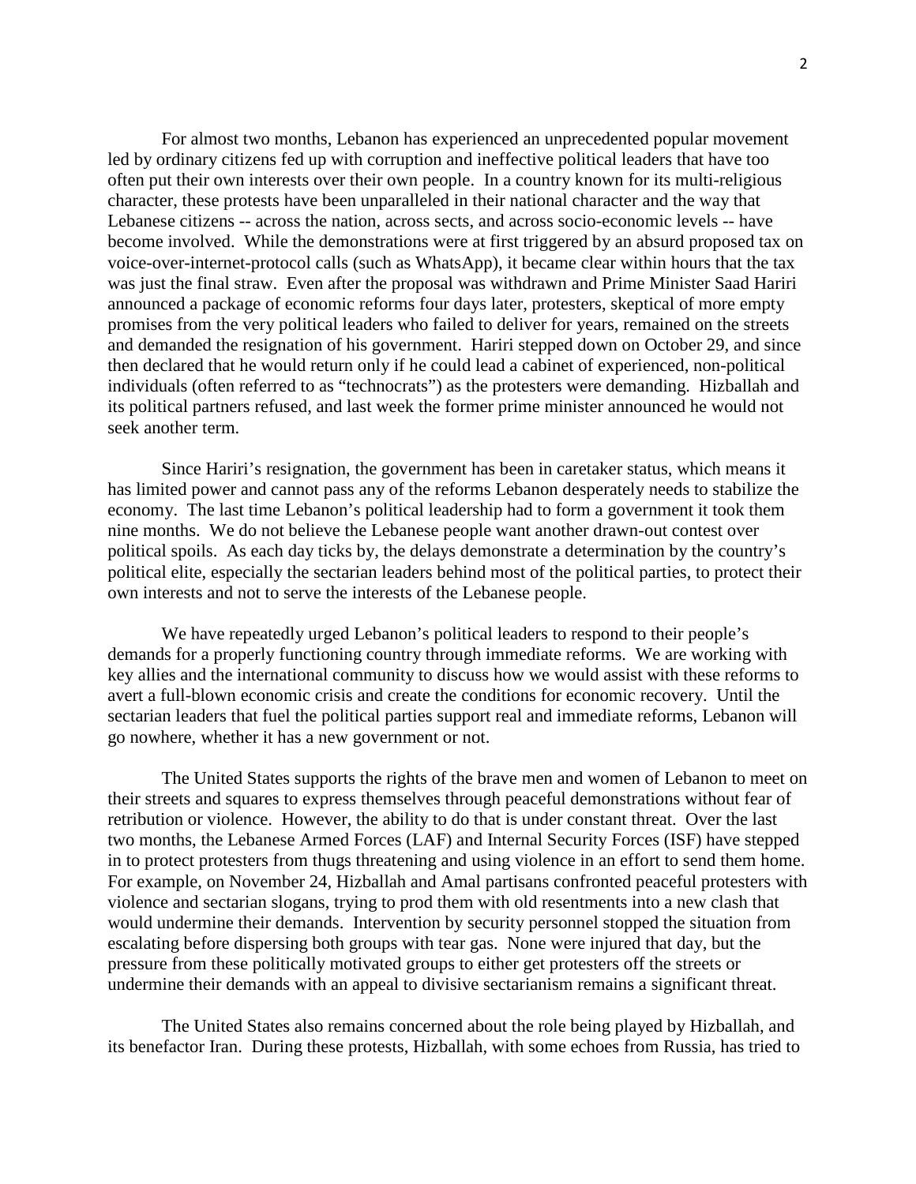For almost two months, Lebanon has experienced an unprecedented popular movement led by ordinary citizens fed up with corruption and ineffective political leaders that have too often put their own interests over their own people. In a country known for its multi-religious character, these protests have been unparalleled in their national character and the way that Lebanese citizens -- across the nation, across sects, and across socio-economic levels -- have become involved. While the demonstrations were at first triggered by an absurd proposed tax on voice-over-internet-protocol calls (such as WhatsApp), it became clear within hours that the tax was just the final straw. Even after the proposal was withdrawn and Prime Minister Saad Hariri announced a package of economic reforms four days later, protesters, skeptical of more empty promises from the very political leaders who failed to deliver for years, remained on the streets and demanded the resignation of his government. Hariri stepped down on October 29, and since then declared that he would return only if he could lead a cabinet of experienced, non-political individuals (often referred to as "technocrats") as the protesters were demanding. Hizballah and its political partners refused, and last week the former prime minister announced he would not seek another term.

Since Hariri's resignation, the government has been in caretaker status, which means it has limited power and cannot pass any of the reforms Lebanon desperately needs to stabilize the economy. The last time Lebanon's political leadership had to form a government it took them nine months. We do not believe the Lebanese people want another drawn-out contest over political spoils. As each day ticks by, the delays demonstrate a determination by the country's political elite, especially the sectarian leaders behind most of the political parties, to protect their own interests and not to serve the interests of the Lebanese people.

We have repeatedly urged Lebanon's political leaders to respond to their people's demands for a properly functioning country through immediate reforms. We are working with key allies and the international community to discuss how we would assist with these reforms to avert a full-blown economic crisis and create the conditions for economic recovery. Until the sectarian leaders that fuel the political parties support real and immediate reforms, Lebanon will go nowhere, whether it has a new government or not.

The United States supports the rights of the brave men and women of Lebanon to meet on their streets and squares to express themselves through peaceful demonstrations without fear of retribution or violence. However, the ability to do that is under constant threat. Over the last two months, the Lebanese Armed Forces (LAF) and Internal Security Forces (ISF) have stepped in to protect protesters from thugs threatening and using violence in an effort to send them home. For example, on November 24, Hizballah and Amal partisans confronted peaceful protesters with violence and sectarian slogans, trying to prod them with old resentments into a new clash that would undermine their demands. Intervention by security personnel stopped the situation from escalating before dispersing both groups with tear gas. None were injured that day, but the pressure from these politically motivated groups to either get protesters off the streets or undermine their demands with an appeal to divisive sectarianism remains a significant threat.

The United States also remains concerned about the role being played by Hizballah, and its benefactor Iran. During these protests, Hizballah, with some echoes from Russia, has tried to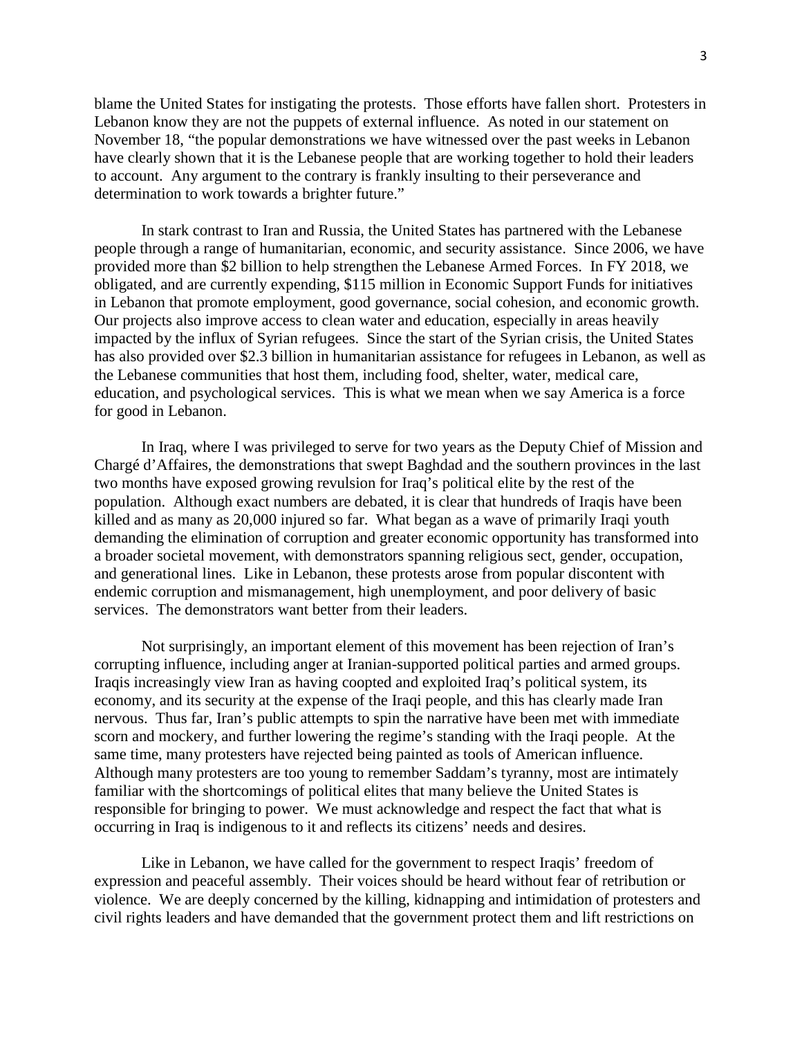blame the United States for instigating the protests. Those efforts have fallen short. Protesters in Lebanon know they are not the puppets of external influence. As noted in our statement on November 18, "the popular demonstrations we have witnessed over the past weeks in Lebanon have clearly shown that it is the Lebanese people that are working together to hold their leaders to account. Any argument to the contrary is frankly insulting to their perseverance and determination to work towards a brighter future."

In stark contrast to Iran and Russia, the United States has partnered with the Lebanese people through a range of humanitarian, economic, and security assistance. Since 2006, we have provided more than $2 billion to help strengthen the Lebanese Armed Forces. In FY 2018, we obligated, and are currently expending, $115 million in Economic Support Funds for initiatives in Lebanon that promote employment, good governance, social cohesion, and economic growth. Our projects also improve access to clean water and education, especially in areas heavily impacted by the influx of Syrian refugees. Since the start of the Syrian crisis, the United States has also provided over $2.3 billion in humanitarian assistance for refugees in Lebanon, as well as the Lebanese communities that host them, including food, shelter, water, medical care, education, and psychological services. This is what we mean when we say America is a force for good in Lebanon.

In Iraq, where I was privileged to serve for two years as the Deputy Chief of Mission and Chargé d'Affaires, the demonstrations that swept Baghdad and the southern provinces in the last two months have exposed growing revulsion for Iraq's political elite by the rest of the population. Although exact numbers are debated, it is clear that hundreds of Iraqis have been killed and as many as 20,000 injured so far. What began as a wave of primarily Iraqi youth demanding the elimination of corruption and greater economic opportunity has transformed into a broader societal movement, with demonstrators spanning religious sect, gender, occupation, and generational lines. Like in Lebanon, these protests arose from popular discontent with endemic corruption and mismanagement, high unemployment, and poor delivery of basic services. The demonstrators want better from their leaders.

Not surprisingly, an important element of this movement has been rejection of Iran's corrupting influence, including anger at Iranian-supported political parties and armed groups. Iraqis increasingly view Iran as having coopted and exploited Iraq's political system, its economy, and its security at the expense of the Iraqi people, and this has clearly made Iran nervous. Thus far, Iran's public attempts to spin the narrative have been met with immediate scorn and mockery, and further lowering the regime's standing with the Iraqi people. At the same time, many protesters have rejected being painted as tools of American influence. Although many protesters are too young to remember Saddam's tyranny, most are intimately familiar with the shortcomings of political elites that many believe the United States is responsible for bringing to power. We must acknowledge and respect the fact that what is occurring in Iraq is indigenous to it and reflects its citizens' needs and desires.

Like in Lebanon, we have called for the government to respect Iraqis' freedom of expression and peaceful assembly. Their voices should be heard without fear of retribution or violence. We are deeply concerned by the killing, kidnapping and intimidation of protesters and civil rights leaders and have demanded that the government protect them and lift restrictions on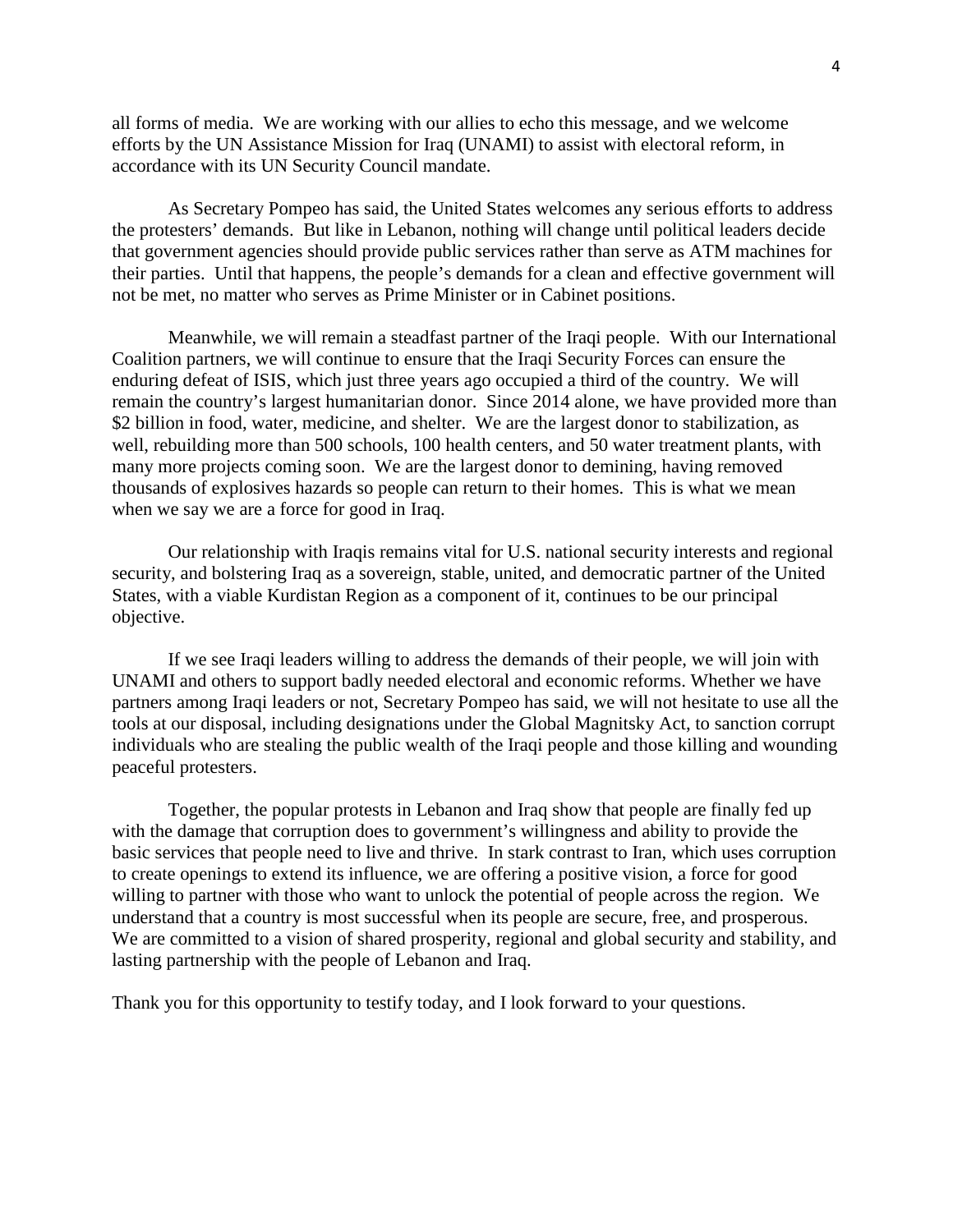all forms of media. We are working with our allies to echo this message, and we welcome efforts by the UN Assistance Mission for Iraq (UNAMI) to assist with electoral reform, in accordance with its UN Security Council mandate.

As Secretary Pompeo has said, the United States welcomes any serious efforts to address the protesters' demands. But like in Lebanon, nothing will change until political leaders decide that government agencies should provide public services rather than serve as ATM machines for their parties. Until that happens, the people's demands for a clean and effective government will not be met, no matter who serves as Prime Minister or in Cabinet positions.

Meanwhile, we will remain a steadfast partner of the Iraqi people. With our International Coalition partners, we will continue to ensure that the Iraqi Security Forces can ensure the enduring defeat of ISIS, which just three years ago occupied a third of the country. We will remain the country's largest humanitarian donor. Since 2014 alone, we have provided more than $2 billion in food, water, medicine, and shelter. We are the largest donor to stabilization, as well, rebuilding more than 500 schools, 100 health centers, and 50 water treatment plants, with many more projects coming soon. We are the largest donor to demining, having removed thousands of explosives hazards so people can return to their homes. This is what we mean when we say we are a force for good in Iraq.

Our relationship with Iraqis remains vital for U.S. national security interests and regional security, and bolstering Iraq as a sovereign, stable, united, and democratic partner of the United States, with a viable Kurdistan Region as a component of it, continues to be our principal objective.

If we see Iraqi leaders willing to address the demands of their people, we will join with UNAMI and others to support badly needed electoral and economic reforms. Whether we have partners among Iraqi leaders or not, Secretary Pompeo has said, we will not hesitate to use all the tools at our disposal, including designations under the Global Magnitsky Act, to sanction corrupt individuals who are stealing the public wealth of the Iraqi people and those killing and wounding peaceful protesters.

Together, the popular protests in Lebanon and Iraq show that people are finally fed up with the damage that corruption does to government's willingness and ability to provide the basic services that people need to live and thrive. In stark contrast to Iran, which uses corruption to create openings to extend its influence, we are offering a positive vision, a force for good willing to partner with those who want to unlock the potential of people across the region. We understand that a country is most successful when its people are secure, free, and prosperous. We are committed to a vision of shared prosperity, regional and global security and stability, and lasting partnership with the people of Lebanon and Iraq.

Thank you for this opportunity to testify today, and I look forward to your questions.